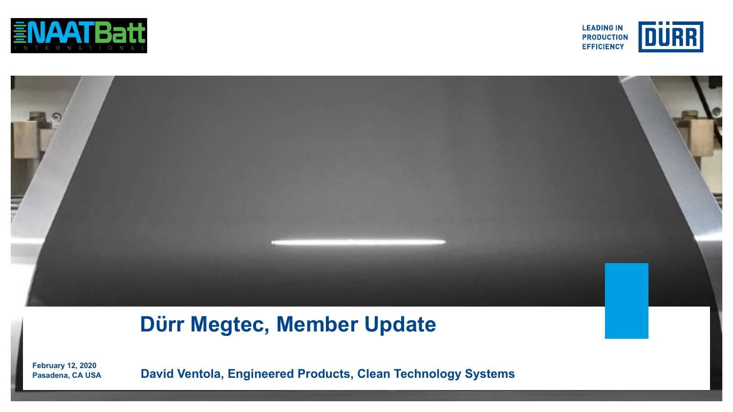NAATBatt INTERNATIONAL

LEADING IN PRODUCTION EFFICIENCY

DÜRR

# Dürr Megtec, Member Update

**February 12, 2020**
**Pasadena, CA USA**

**David Ventola, Engineered Products, Clean Technology Systems**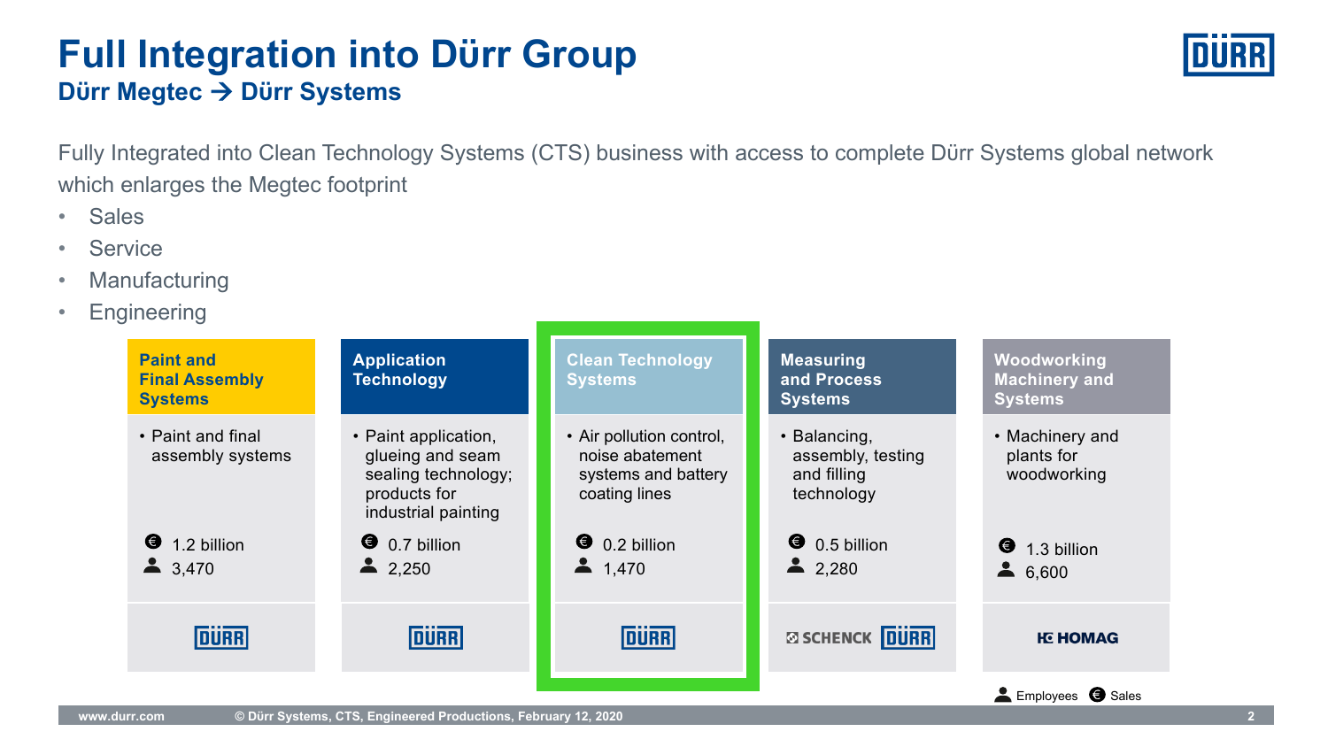# Full Integration into Dürr Group

## Dürr Megtec → Dürr Systems

Fully Integrated into Clean Technology Systems (CTS) business with access to complete Dürr Systems global network which enlarges the Megtec footprint

- Sales
- Service
- Manufacturing
- Engineering

| Paint and Final Assembly Systems | Application Technology | Clean Technology Systems | Measuring and Process Systems | Woodworking Machinery and Systems |
|---|---|---|---|---|
| • Paint and final assembly systems | • Paint application, glueing and seam sealing technology; products for industrial painting | • Air pollution control, noise abatement systems and battery coating lines | • Balancing, assembly, testing and filling technology | • Machinery and plants for woodworking |
| € 1.2 billion | € 0.7 billion | € 0.2 billion | € 0.5 billion | € 1.3 billion |
| 3,470 | 2,250 | 1,470 | 2,280 | 6,600 |
| DÜRR | DÜRR | DÜRR | SCHENCK DÜRR | HOMAG |

Employees (person icon) · Sales (€ icon)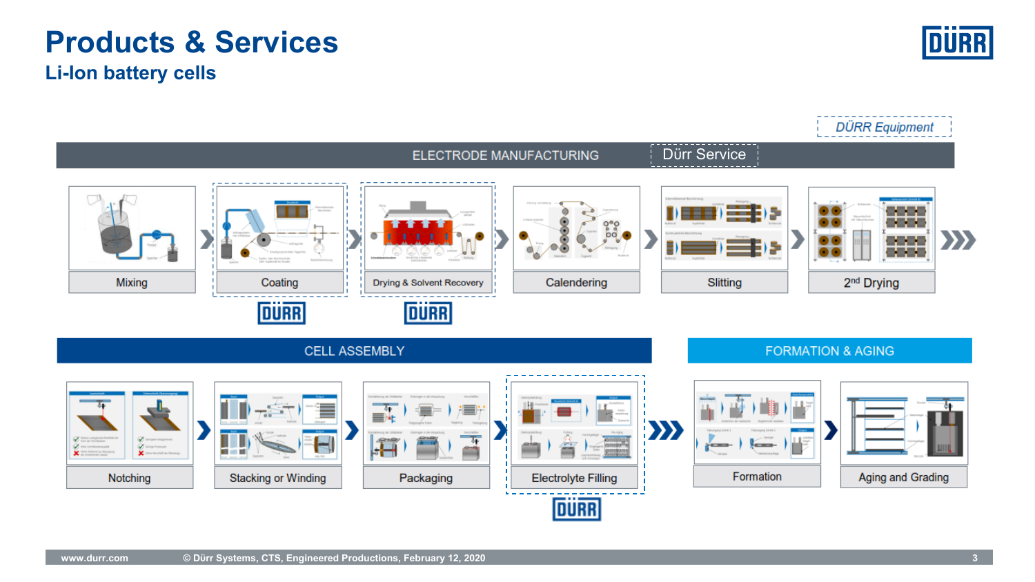# Products & Services

## Li-Ion battery cells

*DÜRR Equipment*

**ELECTRODE MANUFACTURING** — Dürr Service

- Mixing
- Coating (DÜRR)
- Drying & Solvent Recovery (DÜRR)
- Calendering
- Slitting
- 2nd Drying

**CELL ASSEMBLY**

- Notching
- Stacking or Winding
- Packaging
- Electrolyte Filling (DÜRR)

**FORMATION & AGING**

- Formation
- Aging and Grading

www.durr.com © Dürr Systems, CTS, Engineered Productions, February 12, 2020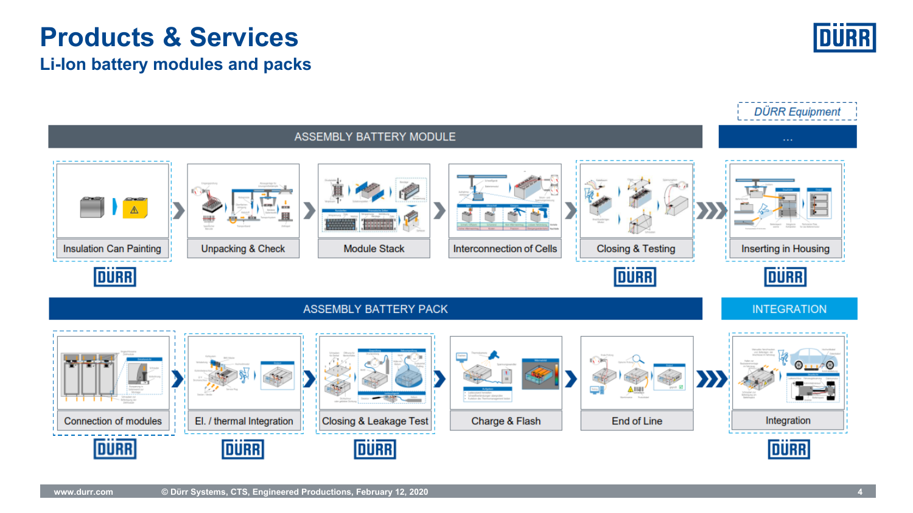# Products & Services

## Li-Ion battery modules and packs

*DÜRR Equipment*

**ASSEMBLY BATTERY MODULE** | ...

- Insulation Can Painting (DÜRR)
- Unpacking & Check
- Module Stack
- Interconnection of Cells
- Closing & Testing (DÜRR)
- Inserting in Housing (DÜRR)

**ASSEMBLY BATTERY PACK** | **INTEGRATION**

- Connection of modules (DÜRR)
- El. / thermal Integration (DÜRR)
- Closing & Leakage Test (DÜRR)
- Charge & Flash
- End of Line
- Integration (DÜRR)

www.durr.com © Dürr Systems, CTS, Engineered Productions, February 12, 2020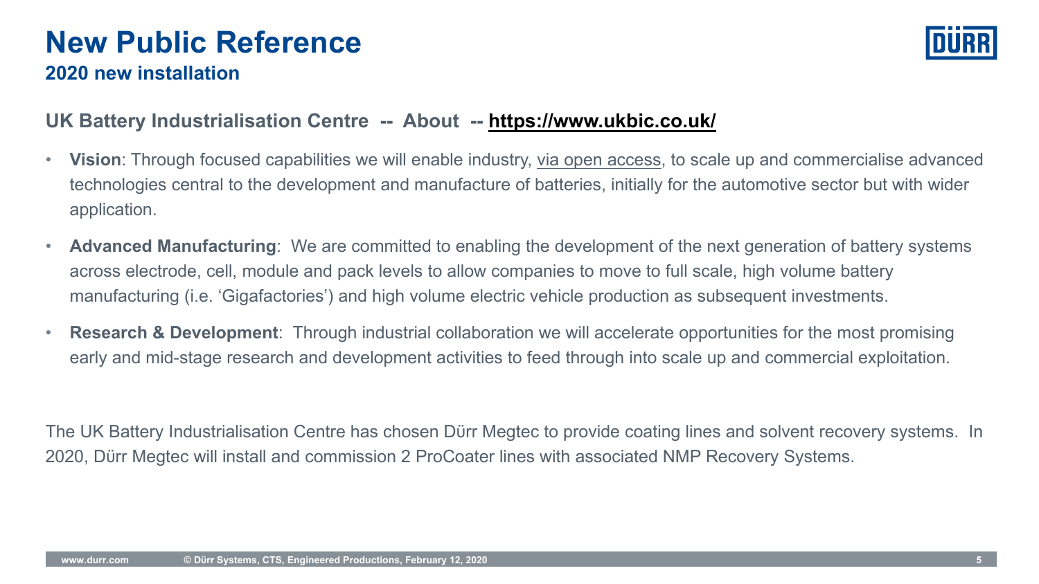# New Public Reference

## 2020 new installation

### UK Battery Industrialisation Centre -- About -- https://www.ukbic.co.uk/

- **Vision**: Through focused capabilities we will enable industry, via open access, to scale up and commercialise advanced technologies central to the development and manufacture of batteries, initially for the automotive sector but with wider application.
- **Advanced Manufacturing**: We are committed to enabling the development of the next generation of battery systems across electrode, cell, module and pack levels to allow companies to move to full scale, high volume battery manufacturing (i.e. 'Gigafactories') and high volume electric vehicle production as subsequent investments.
- **Research & Development**: Through industrial collaboration we will accelerate opportunities for the most promising early and mid-stage research and development activities to feed through into scale up and commercial exploitation.

The UK Battery Industrialisation Centre has chosen Dürr Megtec to provide coating lines and solvent recovery systems. In 2020, Dürr Megtec will install and commission 2 ProCoater lines with associated NMP Recovery Systems.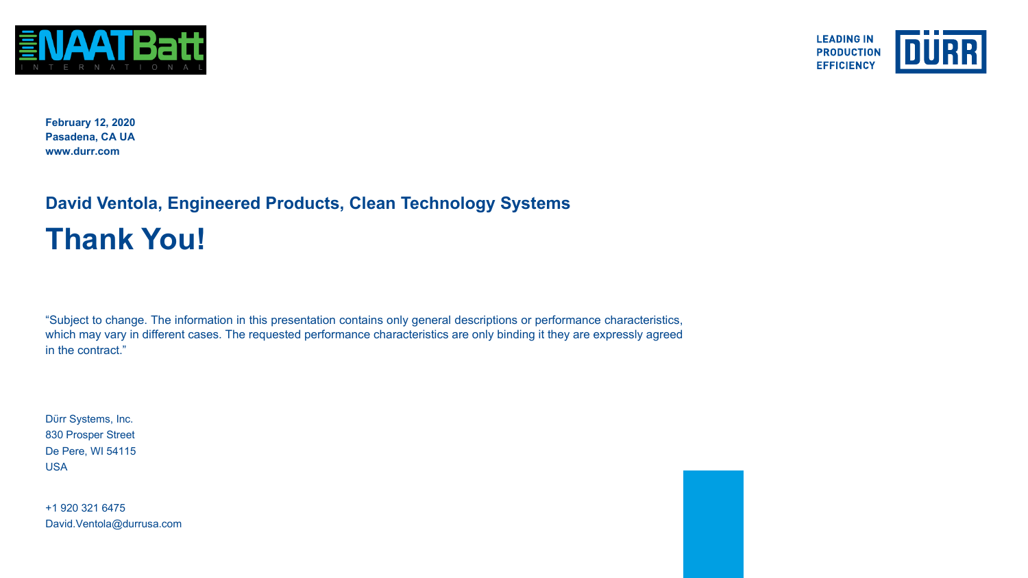**February 12, 2020**
**Pasadena, CA UA**
**www.durr.com**

## David Ventola, Engineered Products, Clean Technology Systems

# Thank You!

“Subject to change. The information in this presentation contains only general descriptions or performance characteristics, which may vary in different cases. The requested performance characteristics are only binding it they are expressly agreed in the contract.”

Dürr Systems, Inc.
830 Prosper Street
De Pere, WI 54115
USA

+1 920 321 6475
David.Ventola@durrusa.com